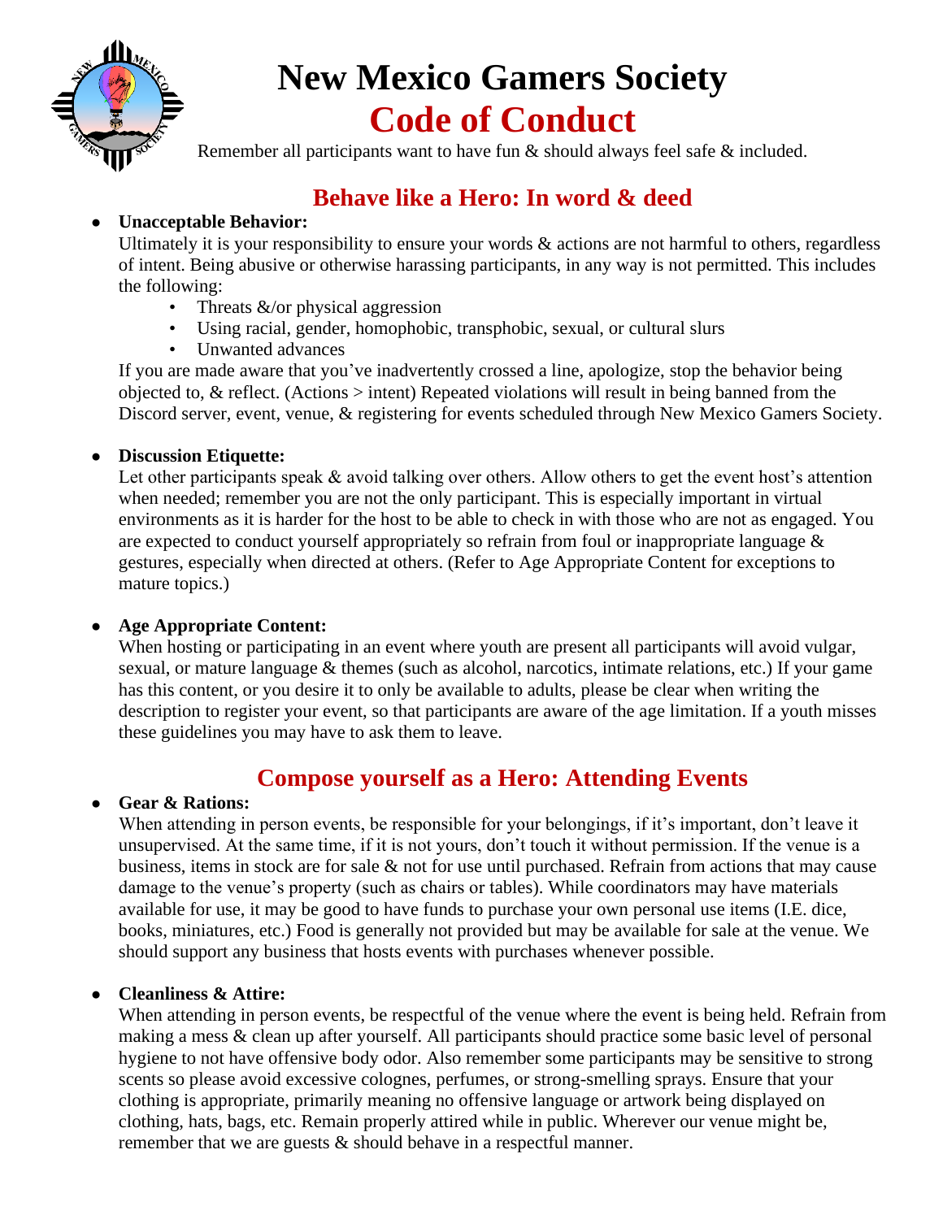# New Mexico Gamers Society
# Code of Conduct

Remember all participants want to have fun & should always feel safe & included.

## Behave like a Hero: In word & deed

- **Unacceptable Behavior:**
  Ultimately it is your responsibility to ensure your words & actions are not harmful to others, regardless of intent. Being abusive or otherwise harassing participants, in any way is not permitted. This includes the following:
  - Threats &/or physical aggression
  - Using racial, gender, homophobic, transphobic, sexual, or cultural slurs
  - Unwanted advances

  If you are made aware that you've inadvertently crossed a line, apologize, stop the behavior being objected to, & reflect. (Actions > intent) Repeated violations will result in being banned from the Discord server, event, venue, & registering for events scheduled through New Mexico Gamers Society.

- **Discussion Etiquette:**
  Let other participants speak & avoid talking over others. Allow others to get the event host's attention when needed; remember you are not the only participant. This is especially important in virtual environments as it is harder for the host to be able to check in with those who are not as engaged. You are expected to conduct yourself appropriately so refrain from foul or inappropriate language & gestures, especially when directed at others. (Refer to Age Appropriate Content for exceptions to mature topics.)

- **Age Appropriate Content:**
  When hosting or participating in an event where youth are present all participants will avoid vulgar, sexual, or mature language & themes (such as alcohol, narcotics, intimate relations, etc.) If your game has this content, or you desire it to only be available to adults, please be clear when writing the description to register your event, so that participants are aware of the age limitation. If a youth misses these guidelines you may have to ask them to leave.

## Compose yourself as a Hero: Attending Events

- **Gear & Rations:**
  When attending in person events, be responsible for your belongings, if it's important, don't leave it unsupervised. At the same time, if it is not yours, don't touch it without permission. If the venue is a business, items in stock are for sale & not for use until purchased. Refrain from actions that may cause damage to the venue's property (such as chairs or tables). While coordinators may have materials available for use, it may be good to have funds to purchase your own personal use items (I.E. dice, books, miniatures, etc.) Food is generally not provided but may be available for sale at the venue. We should support any business that hosts events with purchases whenever possible.

- **Cleanliness & Attire:**
  When attending in person events, be respectful of the venue where the event is being held. Refrain from making a mess & clean up after yourself. All participants should practice some basic level of personal hygiene to not have offensive body odor. Also remember some participants may be sensitive to strong scents so please avoid excessive colognes, perfumes, or strong-smelling sprays. Ensure that your clothing is appropriate, primarily meaning no offensive language or artwork being displayed on clothing, hats, bags, etc. Remain properly attired while in public. Wherever our venue might be, remember that we are guests & should behave in a respectful manner.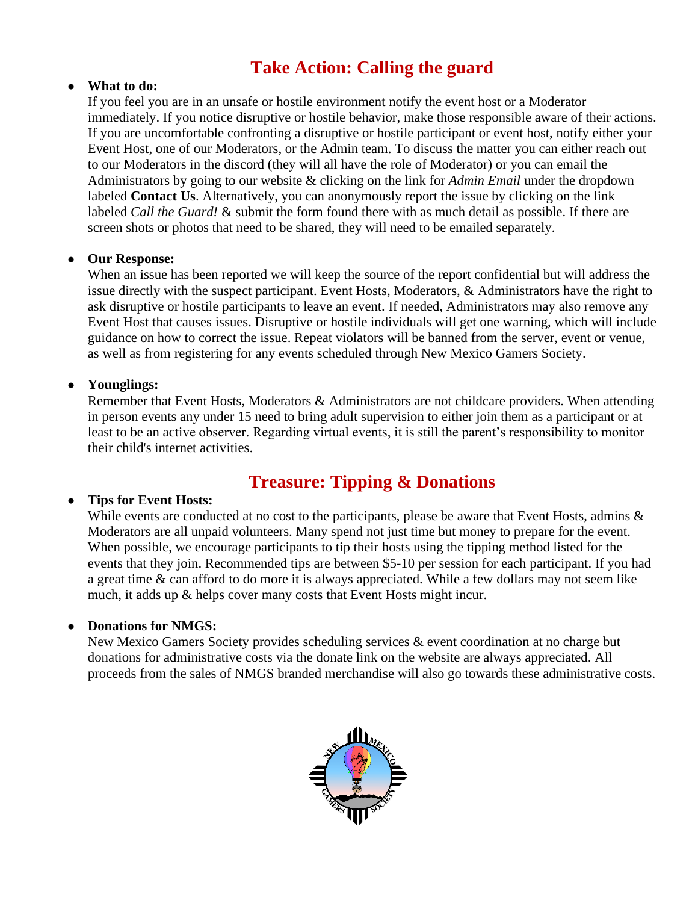## Take Action: Calling the guard

- **What to do:**
  If you feel you are in an unsafe or hostile environment notify the event host or a Moderator immediately. If you notice disruptive or hostile behavior, make those responsible aware of their actions. If you are uncomfortable confronting a disruptive or hostile participant or event host, notify either your Event Host, one of our Moderators, or the Admin team. To discuss the matter you can either reach out to our Moderators in the discord (they will all have the role of Moderator) or you can email the Administrators by going to our website & clicking on the link for *Admin Email* under the dropdown labeled **Contact Us**. Alternatively, you can anonymously report the issue by clicking on the link labeled *Call the Guard!* & submit the form found there with as much detail as possible. If there are screen shots or photos that need to be shared, they will need to be emailed separately.

- **Our Response:**
  When an issue has been reported we will keep the source of the report confidential but will address the issue directly with the suspect participant. Event Hosts, Moderators, & Administrators have the right to ask disruptive or hostile participants to leave an event. If needed, Administrators may also remove any Event Host that causes issues. Disruptive or hostile individuals will get one warning, which will include guidance on how to correct the issue. Repeat violators will be banned from the server, event or venue, as well as from registering for any events scheduled through New Mexico Gamers Society.

- **Younglings:**
  Remember that Event Hosts, Moderators & Administrators are not childcare providers. When attending in person events any under 15 need to bring adult supervision to either join them as a participant or at least to be an active observer. Regarding virtual events, it is still the parent's responsibility to monitor their child's internet activities.

## Treasure: Tipping & Donations

- **Tips for Event Hosts:**
  While events are conducted at no cost to the participants, please be aware that Event Hosts, admins & Moderators are all unpaid volunteers. Many spend not just time but money to prepare for the event. When possible, we encourage participants to tip their hosts using the tipping method listed for the events that they join. Recommended tips are between $5-10 per session for each participant. If you had a great time & can afford to do more it is always appreciated. While a few dollars may not seem like much, it adds up & helps cover many costs that Event Hosts might incur.

- **Donations for NMGS:**
  New Mexico Gamers Society provides scheduling services & event coordination at no charge but donations for administrative costs via the donate link on the website are always appreciated. All proceeds from the sales of NMGS branded merchandise will also go towards these administrative costs.